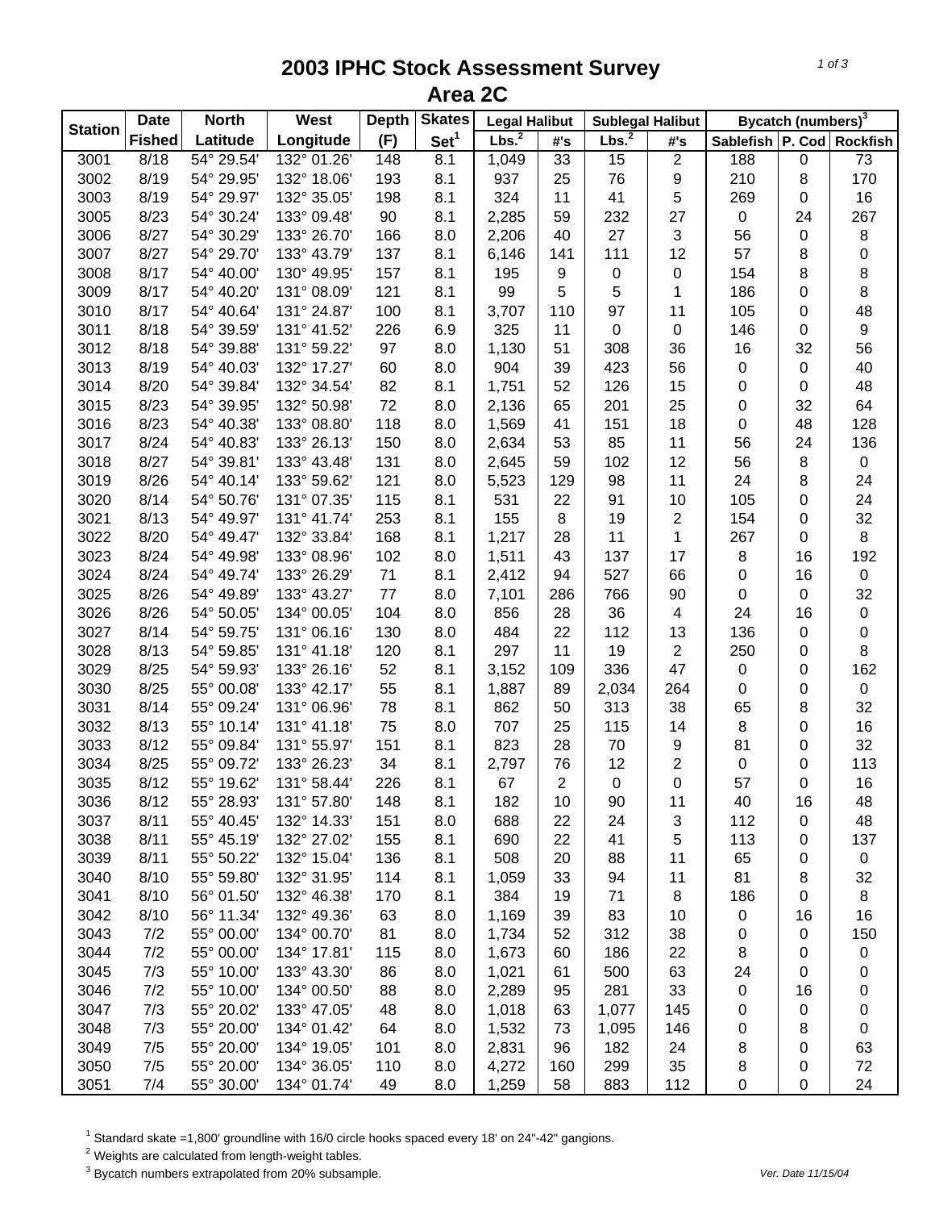# 2003 IPHC Stock Assessment Survey

## Area 2C

| Station | Date | North | West | Depth | Skates | Legal Halibut | | Sublegal Halibut | | Bycatch (numbers)[3] | | |
|---|---|---|---|---|---|---|---|---|---|---|---|---|
| | Fished | Latitude | Longitude | (F) | Set[1] | Lbs.[2] | #'s | Lbs.[2] | #'s | Sablefish | P. Cod | Rockfish |
| 3001 | 8/18 | 54° 29.54' | 132° 01.26' | 148 | 8.1 | 1,049 | 33 | 15 | 2 | 188 | 0 | 73 |
| 3002 | 8/19 | 54° 29.95' | 132° 18.06' | 193 | 8.1 | 937 | 25 | 76 | 9 | 210 | 8 | 170 |
| 3003 | 8/19 | 54° 29.97' | 132° 35.05' | 198 | 8.1 | 324 | 11 | 41 | 5 | 269 | 0 | 16 |
| 3005 | 8/23 | 54° 30.24' | 133° 09.48' | 90 | 8.1 | 2,285 | 59 | 232 | 27 | 0 | 24 | 267 |
| 3006 | 8/27 | 54° 30.29' | 133° 26.70' | 166 | 8.0 | 2,206 | 40 | 27 | 3 | 56 | 0 | 8 |
| 3007 | 8/27 | 54° 29.70' | 133° 43.79' | 137 | 8.1 | 6,146 | 141 | 111 | 12 | 57 | 8 | 0 |
| 3008 | 8/17 | 54° 40.00' | 130° 49.95' | 157 | 8.1 | 195 | 9 | 0 | 0 | 154 | 8 | 8 |
| 3009 | 8/17 | 54° 40.20' | 131° 08.09' | 121 | 8.1 | 99 | 5 | 5 | 1 | 186 | 0 | 8 |
| 3010 | 8/17 | 54° 40.64' | 131° 24.87' | 100 | 8.1 | 3,707 | 110 | 97 | 11 | 105 | 0 | 48 |
| 3011 | 8/18 | 54° 39.59' | 131° 41.52' | 226 | 6.9 | 325 | 11 | 0 | 0 | 146 | 0 | 9 |
| 3012 | 8/18 | 54° 39.88' | 131° 59.22' | 97 | 8.0 | 1,130 | 51 | 308 | 36 | 16 | 32 | 56 |
| 3013 | 8/19 | 54° 40.03' | 132° 17.27' | 60 | 8.0 | 904 | 39 | 423 | 56 | 0 | 0 | 40 |
| 3014 | 8/20 | 54° 39.84' | 132° 34.54' | 82 | 8.1 | 1,751 | 52 | 126 | 15 | 0 | 0 | 48 |
| 3015 | 8/23 | 54° 39.95' | 132° 50.98' | 72 | 8.0 | 2,136 | 65 | 201 | 25 | 0 | 32 | 64 |
| 3016 | 8/23 | 54° 40.38' | 133° 08.80' | 118 | 8.0 | 1,569 | 41 | 151 | 18 | 0 | 48 | 128 |
| 3017 | 8/24 | 54° 40.83' | 133° 26.13' | 150 | 8.0 | 2,634 | 53 | 85 | 11 | 56 | 24 | 136 |
| 3018 | 8/27 | 54° 39.81' | 133° 43.48' | 131 | 8.0 | 2,645 | 59 | 102 | 12 | 56 | 8 | 0 |
| 3019 | 8/26 | 54° 40.14' | 133° 59.62' | 121 | 8.0 | 5,523 | 129 | 98 | 11 | 24 | 8 | 24 |
| 3020 | 8/14 | 54° 50.76' | 131° 07.35' | 115 | 8.1 | 531 | 22 | 91 | 10 | 105 | 0 | 24 |
| 3021 | 8/13 | 54° 49.97' | 131° 41.74' | 253 | 8.1 | 155 | 8 | 19 | 2 | 154 | 0 | 32 |
| 3022 | 8/20 | 54° 49.47' | 132° 33.84' | 168 | 8.1 | 1,217 | 28 | 11 | 1 | 267 | 0 | 8 |
| 3023 | 8/24 | 54° 49.98' | 133° 08.96' | 102 | 8.0 | 1,511 | 43 | 137 | 17 | 8 | 16 | 192 |
| 3024 | 8/24 | 54° 49.74' | 133° 26.29' | 71 | 8.1 | 2,412 | 94 | 527 | 66 | 0 | 16 | 0 |
| 3025 | 8/26 | 54° 49.89' | 133° 43.27' | 77 | 8.0 | 7,101 | 286 | 766 | 90 | 0 | 0 | 32 |
| 3026 | 8/26 | 54° 50.05' | 134° 00.05' | 104 | 8.0 | 856 | 28 | 36 | 4 | 24 | 16 | 0 |
| 3027 | 8/14 | 54° 59.75' | 131° 06.16' | 130 | 8.0 | 484 | 22 | 112 | 13 | 136 | 0 | 0 |
| 3028 | 8/13 | 54° 59.85' | 131° 41.18' | 120 | 8.1 | 297 | 11 | 19 | 2 | 250 | 0 | 8 |
| 3029 | 8/25 | 54° 59.93' | 133° 26.16' | 52 | 8.1 | 3,152 | 109 | 336 | 47 | 0 | 0 | 162 |
| 3030 | 8/25 | 55° 00.08' | 133° 42.17' | 55 | 8.1 | 1,887 | 89 | 2,034 | 264 | 0 | 0 | 0 |
| 3031 | 8/14 | 55° 09.24' | 131° 06.96' | 78 | 8.1 | 862 | 50 | 313 | 38 | 65 | 8 | 32 |
| 3032 | 8/13 | 55° 10.14' | 131° 41.18' | 75 | 8.0 | 707 | 25 | 115 | 14 | 8 | 0 | 16 |
| 3033 | 8/12 | 55° 09.84' | 131° 55.97' | 151 | 8.1 | 823 | 28 | 70 | 9 | 81 | 0 | 32 |
| 3034 | 8/25 | 55° 09.72' | 133° 26.23' | 34 | 8.1 | 2,797 | 76 | 12 | 2 | 0 | 0 | 113 |
| 3035 | 8/12 | 55° 19.62' | 131° 58.44' | 226 | 8.1 | 67 | 2 | 0 | 0 | 57 | 0 | 16 |
| 3036 | 8/12 | 55° 28.93' | 131° 57.80' | 148 | 8.1 | 182 | 10 | 90 | 11 | 40 | 16 | 48 |
| 3037 | 8/11 | 55° 40.45' | 132° 14.33' | 151 | 8.0 | 688 | 22 | 24 | 3 | 112 | 0 | 48 |
| 3038 | 8/11 | 55° 45.19' | 132° 27.02' | 155 | 8.1 | 690 | 22 | 41 | 5 | 113 | 0 | 137 |
| 3039 | 8/11 | 55° 50.22' | 132° 15.04' | 136 | 8.1 | 508 | 20 | 88 | 11 | 65 | 0 | 0 |
| 3040 | 8/10 | 55° 59.80' | 132° 31.95' | 114 | 8.1 | 1,059 | 33 | 94 | 11 | 81 | 8 | 32 |
| 3041 | 8/10 | 56° 01.50' | 132° 46.38' | 170 | 8.1 | 384 | 19 | 71 | 8 | 186 | 0 | 8 |
| 3042 | 8/10 | 56° 11.34' | 132° 49.36' | 63 | 8.0 | 1,169 | 39 | 83 | 10 | 0 | 16 | 16 |
| 3043 | 7/2 | 55° 00.00' | 134° 00.70' | 81 | 8.0 | 1,734 | 52 | 312 | 38 | 0 | 0 | 150 |
| 3044 | 7/2 | 55° 00.00' | 134° 17.81' | 115 | 8.0 | 1,673 | 60 | 186 | 22 | 8 | 0 | 0 |
| 3045 | 7/3 | 55° 10.00' | 133° 43.30' | 86 | 8.0 | 1,021 | 61 | 500 | 63 | 24 | 0 | 0 |
| 3046 | 7/2 | 55° 10.00' | 134° 00.50' | 88 | 8.0 | 2,289 | 95 | 281 | 33 | 0 | 16 | 0 |
| 3047 | 7/3 | 55° 20.02' | 133° 47.05' | 48 | 8.0 | 1,018 | 63 | 1,077 | 145 | 0 | 0 | 0 |
| 3048 | 7/3 | 55° 20.00' | 134° 01.42' | 64 | 8.0 | 1,532 | 73 | 1,095 | 146 | 0 | 8 | 0 |
| 3049 | 7/5 | 55° 20.00' | 134° 19.05' | 101 | 8.0 | 2,831 | 96 | 182 | 24 | 8 | 0 | 63 |
| 3050 | 7/5 | 55° 20.00' | 134° 36.05' | 110 | 8.0 | 4,272 | 160 | 299 | 35 | 8 | 0 | 72 |
| 3051 | 7/4 | 55° 30.00' | 134° 01.74' | 49 | 8.0 | 1,259 | 58 | 883 | 112 | 0 | 0 | 24 |

[1] Standard skate =1,800' groundline with 16/0 circle hooks spaced every 18' on 24"-42" gangions.
[2] Weights are calculated from length-weight tables.
[3] Bycatch numbers extrapolated from 20% subsample.

Ver. Date 11/15/04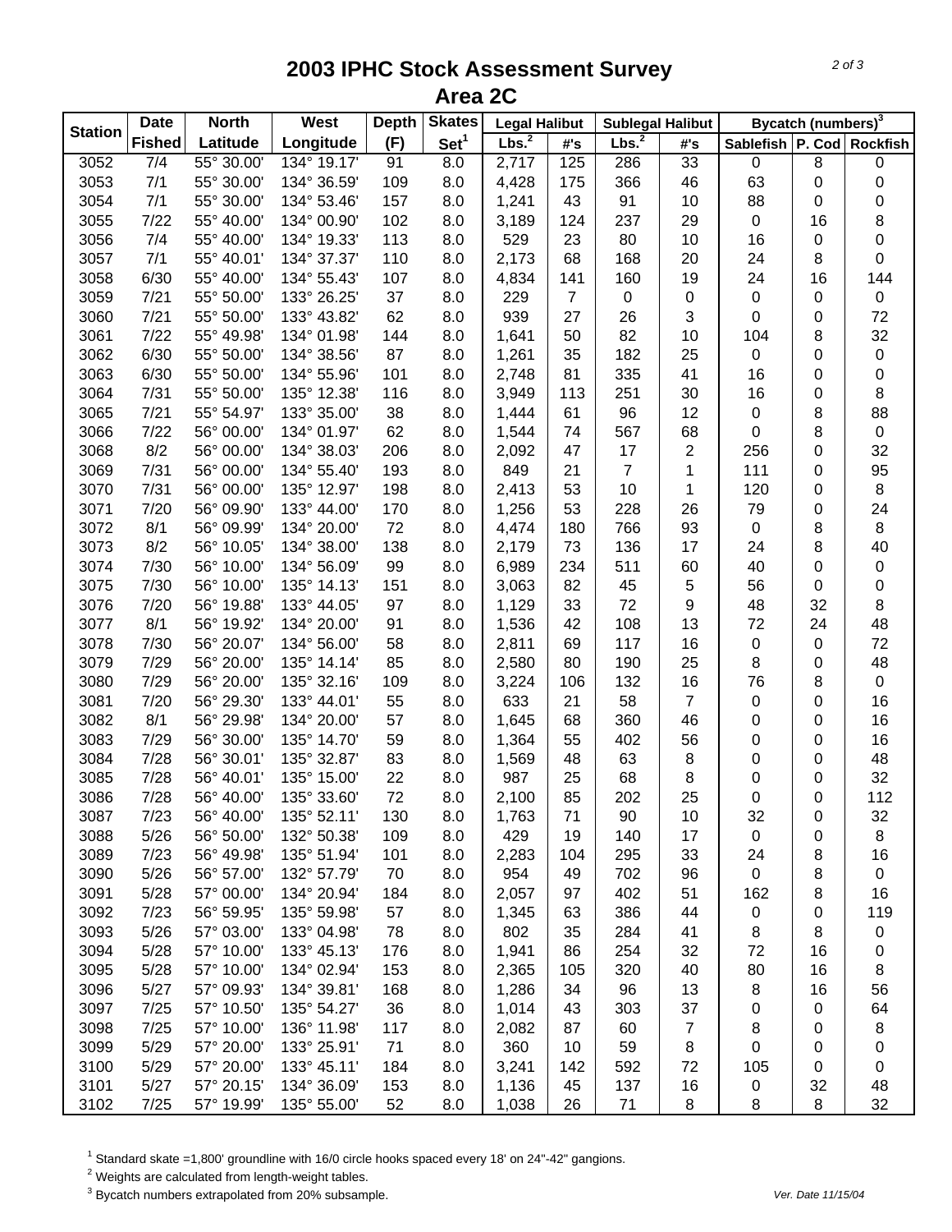# 2003 IPHC Stock Assessment Survey
## Area 2C

| Station | Date Fished | North Latitude | West Longitude | Depth (F) | Skates Set[1] | Legal Halibut | | Sublegal Halibut | | Bycatch (numbers)[3] | | |
|---|---|---|---|---|---|---|---|---|---|---|---|---|
| | | | | | | Lbs.[2] | #'s | Lbs.[2] | #'s | Sablefish | P. Cod | Rockfish |
| 3052 | 7/4 | 55° 30.00' | 134° 19.17' | 91 | 8.0 | 2,717 | 125 | 286 | 33 | 0 | 8 | 0 |
| 3053 | 7/1 | 55° 30.00' | 134° 36.59' | 109 | 8.0 | 4,428 | 175 | 366 | 46 | 63 | 0 | 0 |
| 3054 | 7/1 | 55° 30.00' | 134° 53.46' | 157 | 8.0 | 1,241 | 43 | 91 | 10 | 88 | 0 | 0 |
| 3055 | 7/22 | 55° 40.00' | 134° 00.90' | 102 | 8.0 | 3,189 | 124 | 237 | 29 | 0 | 16 | 8 |
| 3056 | 7/4 | 55° 40.00' | 134° 19.33' | 113 | 8.0 | 529 | 23 | 80 | 10 | 16 | 0 | 0 |
| 3057 | 7/1 | 55° 40.01' | 134° 37.37' | 110 | 8.0 | 2,173 | 68 | 168 | 20 | 24 | 8 | 0 |
| 3058 | 6/30 | 55° 40.00' | 134° 55.43' | 107 | 8.0 | 4,834 | 141 | 160 | 19 | 24 | 16 | 144 |
| 3059 | 7/21 | 55° 50.00' | 133° 26.25' | 37 | 8.0 | 229 | 7 | 0 | 0 | 0 | 0 | 0 |
| 3060 | 7/21 | 55° 50.00' | 133° 43.82' | 62 | 8.0 | 939 | 27 | 26 | 3 | 0 | 0 | 72 |
| 3061 | 7/22 | 55° 49.98' | 134° 01.98' | 144 | 8.0 | 1,641 | 50 | 82 | 10 | 104 | 8 | 32 |
| 3062 | 6/30 | 55° 50.00' | 134° 38.56' | 87 | 8.0 | 1,261 | 35 | 182 | 25 | 0 | 0 | 0 |
| 3063 | 6/30 | 55° 50.00' | 134° 55.96' | 101 | 8.0 | 2,748 | 81 | 335 | 41 | 16 | 0 | 0 |
| 3064 | 7/31 | 55° 50.00' | 135° 12.38' | 116 | 8.0 | 3,949 | 113 | 251 | 30 | 16 | 0 | 8 |
| 3065 | 7/21 | 55° 54.97' | 133° 35.00' | 38 | 8.0 | 1,444 | 61 | 96 | 12 | 0 | 8 | 88 |
| 3066 | 7/22 | 56° 00.00' | 134° 01.97' | 62 | 8.0 | 1,544 | 74 | 567 | 68 | 0 | 8 | 0 |
| 3068 | 8/2 | 56° 00.00' | 134° 38.03' | 206 | 8.0 | 2,092 | 47 | 17 | 2 | 256 | 0 | 32 |
| 3069 | 7/31 | 56° 00.00' | 134° 55.40' | 193 | 8.0 | 849 | 21 | 7 | 1 | 111 | 0 | 95 |
| 3070 | 7/31 | 56° 00.00' | 135° 12.97' | 198 | 8.0 | 2,413 | 53 | 10 | 1 | 120 | 0 | 8 |
| 3071 | 7/20 | 56° 09.90' | 133° 44.00' | 170 | 8.0 | 1,256 | 53 | 228 | 26 | 79 | 0 | 24 |
| 3072 | 8/1 | 56° 09.99' | 134° 20.00' | 72 | 8.0 | 4,474 | 180 | 766 | 93 | 0 | 8 | 8 |
| 3073 | 8/2 | 56° 10.05' | 134° 38.00' | 138 | 8.0 | 2,179 | 73 | 136 | 17 | 24 | 8 | 40 |
| 3074 | 7/30 | 56° 10.00' | 134° 56.09' | 99 | 8.0 | 6,989 | 234 | 511 | 60 | 40 | 0 | 0 |
| 3075 | 7/30 | 56° 10.00' | 135° 14.13' | 151 | 8.0 | 3,063 | 82 | 45 | 5 | 56 | 0 | 0 |
| 3076 | 7/20 | 56° 19.88' | 133° 44.05' | 97 | 8.0 | 1,129 | 33 | 72 | 9 | 48 | 32 | 8 |
| 3077 | 8/1 | 56° 19.92' | 134° 20.00' | 91 | 8.0 | 1,536 | 42 | 108 | 13 | 72 | 24 | 48 |
| 3078 | 7/30 | 56° 20.07' | 134° 56.00' | 58 | 8.0 | 2,811 | 69 | 117 | 16 | 0 | 0 | 72 |
| 3079 | 7/29 | 56° 20.00' | 135° 14.14' | 85 | 8.0 | 2,580 | 80 | 190 | 25 | 8 | 0 | 48 |
| 3080 | 7/29 | 56° 20.00' | 135° 32.16' | 109 | 8.0 | 3,224 | 106 | 132 | 16 | 76 | 8 | 0 |
| 3081 | 7/20 | 56° 29.30' | 133° 44.01' | 55 | 8.0 | 633 | 21 | 58 | 7 | 0 | 0 | 16 |
| 3082 | 8/1 | 56° 29.98' | 134° 20.00' | 57 | 8.0 | 1,645 | 68 | 360 | 46 | 0 | 0 | 16 |
| 3083 | 7/29 | 56° 30.00' | 135° 14.70' | 59 | 8.0 | 1,364 | 55 | 402 | 56 | 0 | 0 | 16 |
| 3084 | 7/28 | 56° 30.01' | 135° 32.87' | 83 | 8.0 | 1,569 | 48 | 63 | 8 | 0 | 0 | 48 |
| 3085 | 7/28 | 56° 40.01' | 135° 15.00' | 22 | 8.0 | 987 | 25 | 68 | 8 | 0 | 0 | 32 |
| 3086 | 7/28 | 56° 40.00' | 135° 33.60' | 72 | 8.0 | 2,100 | 85 | 202 | 25 | 0 | 0 | 112 |
| 3087 | 7/23 | 56° 40.00' | 135° 52.11' | 130 | 8.0 | 1,763 | 71 | 90 | 10 | 32 | 0 | 32 |
| 3088 | 5/26 | 56° 50.00' | 132° 50.38' | 109 | 8.0 | 429 | 19 | 140 | 17 | 0 | 0 | 8 |
| 3089 | 7/23 | 56° 49.98' | 135° 51.94' | 101 | 8.0 | 2,283 | 104 | 295 | 33 | 24 | 8 | 16 |
| 3090 | 5/26 | 56° 57.00' | 132° 57.79' | 70 | 8.0 | 954 | 49 | 702 | 96 | 0 | 8 | 0 |
| 3091 | 5/28 | 57° 00.00' | 134° 20.94' | 184 | 8.0 | 2,057 | 97 | 402 | 51 | 162 | 8 | 16 |
| 3092 | 7/23 | 56° 59.95' | 135° 59.98' | 57 | 8.0 | 1,345 | 63 | 386 | 44 | 0 | 0 | 119 |
| 3093 | 5/26 | 57° 03.00' | 133° 04.98' | 78 | 8.0 | 802 | 35 | 284 | 41 | 8 | 8 | 0 |
| 3094 | 5/28 | 57° 10.00' | 133° 45.13' | 176 | 8.0 | 1,941 | 86 | 254 | 32 | 72 | 16 | 0 |
| 3095 | 5/28 | 57° 10.00' | 134° 02.94' | 153 | 8.0 | 2,365 | 105 | 320 | 40 | 80 | 16 | 8 |
| 3096 | 5/27 | 57° 09.93' | 134° 39.81' | 168 | 8.0 | 1,286 | 34 | 96 | 13 | 8 | 16 | 56 |
| 3097 | 7/25 | 57° 10.50' | 135° 54.27' | 36 | 8.0 | 1,014 | 43 | 303 | 37 | 0 | 0 | 64 |
| 3098 | 7/25 | 57° 10.00' | 136° 11.98' | 117 | 8.0 | 2,082 | 87 | 60 | 7 | 8 | 0 | 8 |
| 3099 | 5/29 | 57° 20.00' | 133° 25.91' | 71 | 8.0 | 360 | 10 | 59 | 8 | 0 | 0 | 0 |
| 3100 | 5/29 | 57° 20.00' | 133° 45.11' | 184 | 8.0 | 3,241 | 142 | 592 | 72 | 105 | 0 | 0 |
| 3101 | 5/27 | 57° 20.15' | 134° 36.09' | 153 | 8.0 | 1,136 | 45 | 137 | 16 | 0 | 32 | 48 |
| 3102 | 7/25 | 57° 19.99' | 135° 55.00' | 52 | 8.0 | 1,038 | 26 | 71 | 8 | 8 | 8 | 32 |

[1] Standard skate =1,800' groundline with 16/0 circle hooks spaced every 18' on 24"-42" gangions.
[2] Weights are calculated from length-weight tables.
[3] Bycatch numbers extrapolated from 20% subsample.

*Ver. Date 11/15/04*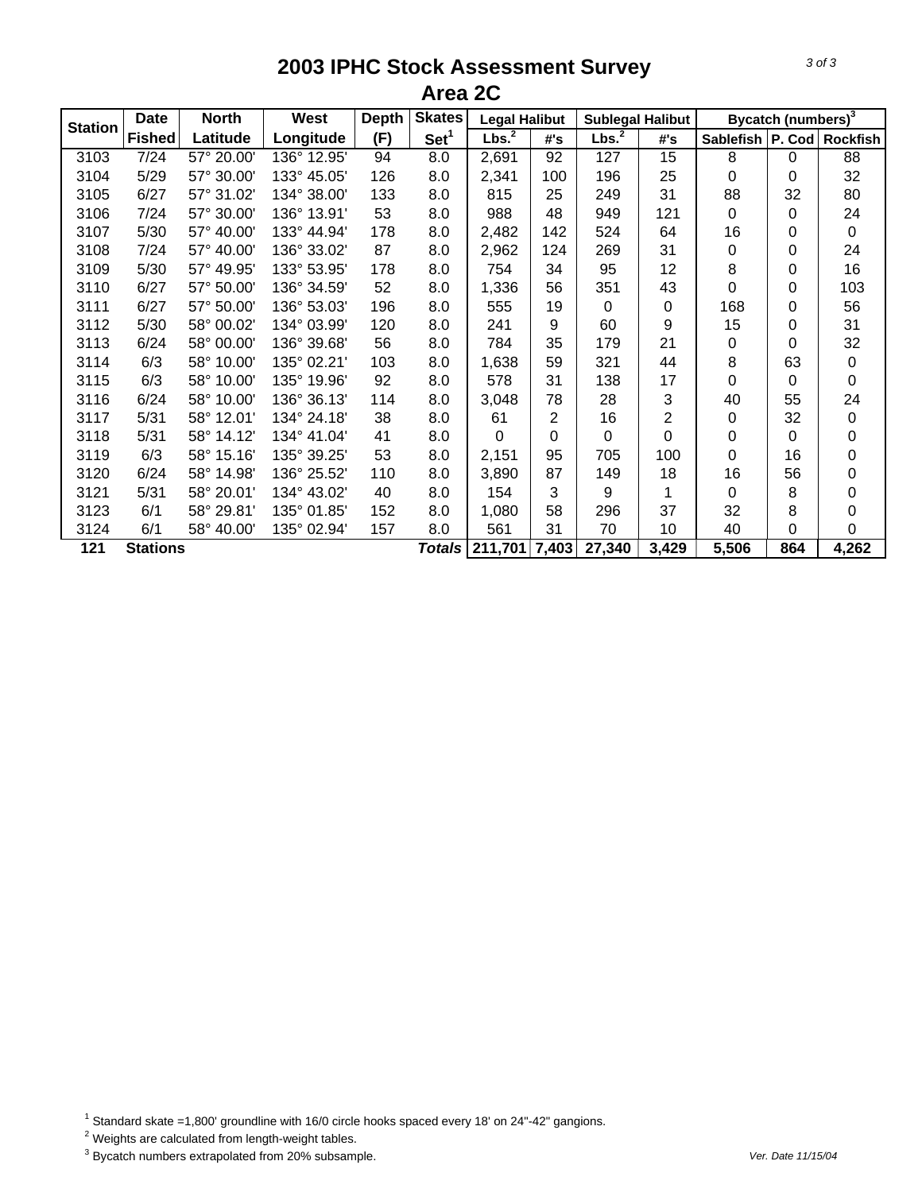# 2003 IPHC Stock Assessment Survey
## Area 2C

| Station | Date | North | West | Depth | Skates | Legal Halibut | | Sublegal Halibut | | Bycatch (numbers)[3] | | |
|---|---|---|---|---|---|---|---|---|---|---|---|---|
| | Fished | Latitude | Longitude | (F) | Set[1] | Lbs.[2] | #'s | Lbs.[2] | #'s | Sablefish | P. Cod | Rockfish |
| 3103 | 7/24 | 57° 20.00' | 136° 12.95' | 94 | 8.0 | 2,691 | 92 | 127 | 15 | 8 | 0 | 88 |
| 3104 | 5/29 | 57° 30.00' | 133° 45.05' | 126 | 8.0 | 2,341 | 100 | 196 | 25 | 0 | 0 | 32 |
| 3105 | 6/27 | 57° 31.02' | 134° 38.00' | 133 | 8.0 | 815 | 25 | 249 | 31 | 88 | 32 | 80 |
| 3106 | 7/24 | 57° 30.00' | 136° 13.91' | 53 | 8.0 | 988 | 48 | 949 | 121 | 0 | 0 | 24 |
| 3107 | 5/30 | 57° 40.00' | 133° 44.94' | 178 | 8.0 | 2,482 | 142 | 524 | 64 | 16 | 0 | 0 |
| 3108 | 7/24 | 57° 40.00' | 136° 33.02' | 87 | 8.0 | 2,962 | 124 | 269 | 31 | 0 | 0 | 24 |
| 3109 | 5/30 | 57° 49.95' | 133° 53.95' | 178 | 8.0 | 754 | 34 | 95 | 12 | 8 | 0 | 16 |
| 3110 | 6/27 | 57° 50.00' | 136° 34.59' | 52 | 8.0 | 1,336 | 56 | 351 | 43 | 0 | 0 | 103 |
| 3111 | 6/27 | 57° 50.00' | 136° 53.03' | 196 | 8.0 | 555 | 19 | 0 | 0 | 168 | 0 | 56 |
| 3112 | 5/30 | 58° 00.02' | 134° 03.99' | 120 | 8.0 | 241 | 9 | 60 | 9 | 15 | 0 | 31 |
| 3113 | 6/24 | 58° 00.00' | 136° 39.68' | 56 | 8.0 | 784 | 35 | 179 | 21 | 0 | 0 | 32 |
| 3114 | 6/3 | 58° 10.00' | 135° 02.21' | 103 | 8.0 | 1,638 | 59 | 321 | 44 | 8 | 63 | 0 |
| 3115 | 6/3 | 58° 10.00' | 135° 19.96' | 92 | 8.0 | 578 | 31 | 138 | 17 | 0 | 0 | 0 |
| 3116 | 6/24 | 58° 10.00' | 136° 36.13' | 114 | 8.0 | 3,048 | 78 | 28 | 3 | 40 | 55 | 24 |
| 3117 | 5/31 | 58° 12.01' | 134° 24.18' | 38 | 8.0 | 61 | 2 | 16 | 2 | 0 | 32 | 0 |
| 3118 | 5/31 | 58° 14.12' | 134° 41.04' | 41 | 8.0 | 0 | 0 | 0 | 0 | 0 | 0 | 0 |
| 3119 | 6/3 | 58° 15.16' | 135° 39.25' | 53 | 8.0 | 2,151 | 95 | 705 | 100 | 0 | 16 | 0 |
| 3120 | 6/24 | 58° 14.98' | 136° 25.52' | 110 | 8.0 | 3,890 | 87 | 149 | 18 | 16 | 56 | 0 |
| 3121 | 5/31 | 58° 20.01' | 134° 43.02' | 40 | 8.0 | 154 | 3 | 9 | 1 | 0 | 8 | 0 |
| 3123 | 6/1 | 58° 29.81' | 135° 01.85' | 152 | 8.0 | 1,080 | 58 | 296 | 37 | 32 | 8 | 0 |
| 3124 | 6/1 | 58° 40.00' | 135° 02.94' | 157 | 8.0 | 561 | 31 | 70 | 10 | 40 | 0 | 0 |
| **121** | **Stations** | | | | ***Totals*** | **211,701** | **7,403** | **27,340** | **3,429** | **5,506** | **864** | **4,262** |

[1] Standard skate =1,800' groundline with 16/0 circle hooks spaced every 18' on 24"-42" gangions.
[2] Weights are calculated from length-weight tables.
[3] Bycatch numbers extrapolated from 20% subsample.

*Ver. Date 11/15/04*